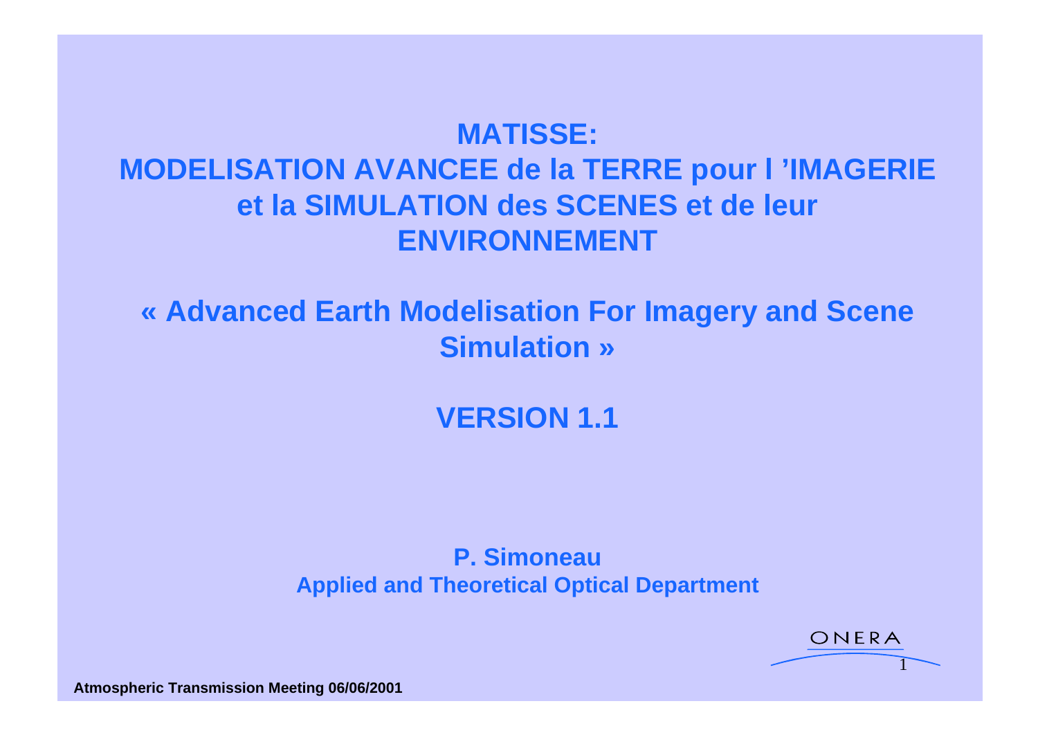# MATISSE: MODELISATION AVANCEE de la TERRE pour l 'IMAGERIE et la SIMULATION des SCENES et de leur ENVIRONNEMENT

## « Advanced Earth Modelisation For Imagery and Scene Simulation »

## VERSION 1.1

**P. Simoneau**
**Applied and Theoretical Optical Department**

ONERA

**Atmospheric Transmission Meeting 06/06/2001**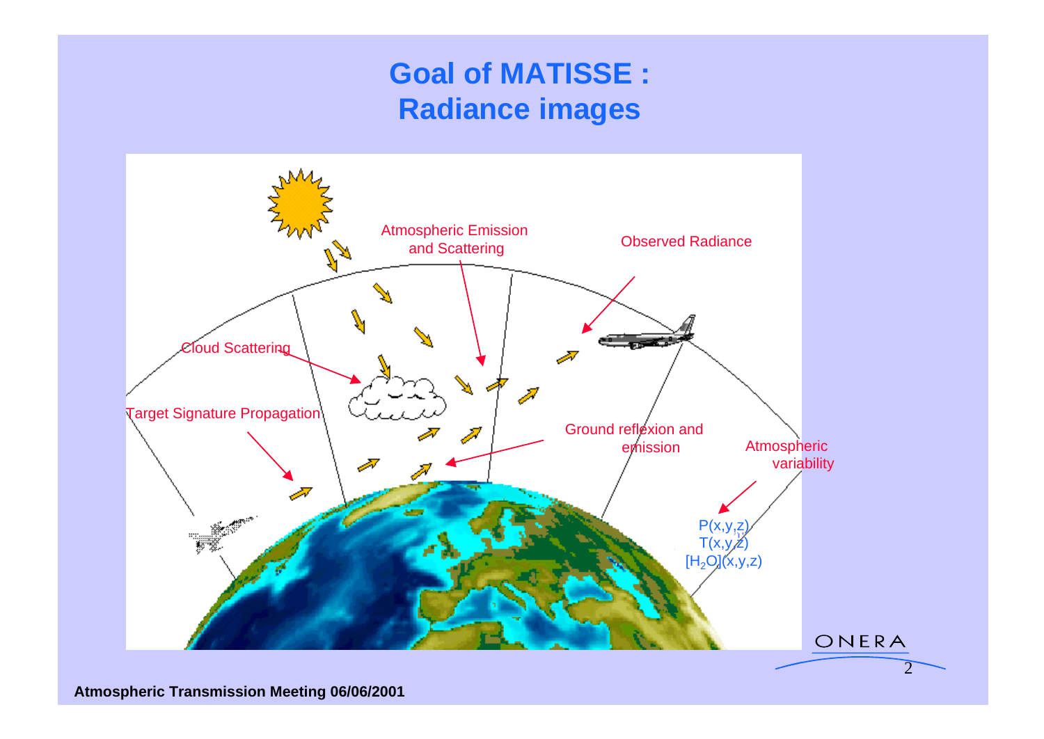# Goal of MATISSE : Radiance images

Atmospheric Emission and Scattering

Observed Radiance

Cloud Scattering

Target Signature Propagation

Ground reflexion and emission

Atmospheric variability

P(x,y,z)
T(x,y,z)
$[H_2O]$(x,y,z)

**Atmospheric Transmission Meeting 06/06/2001**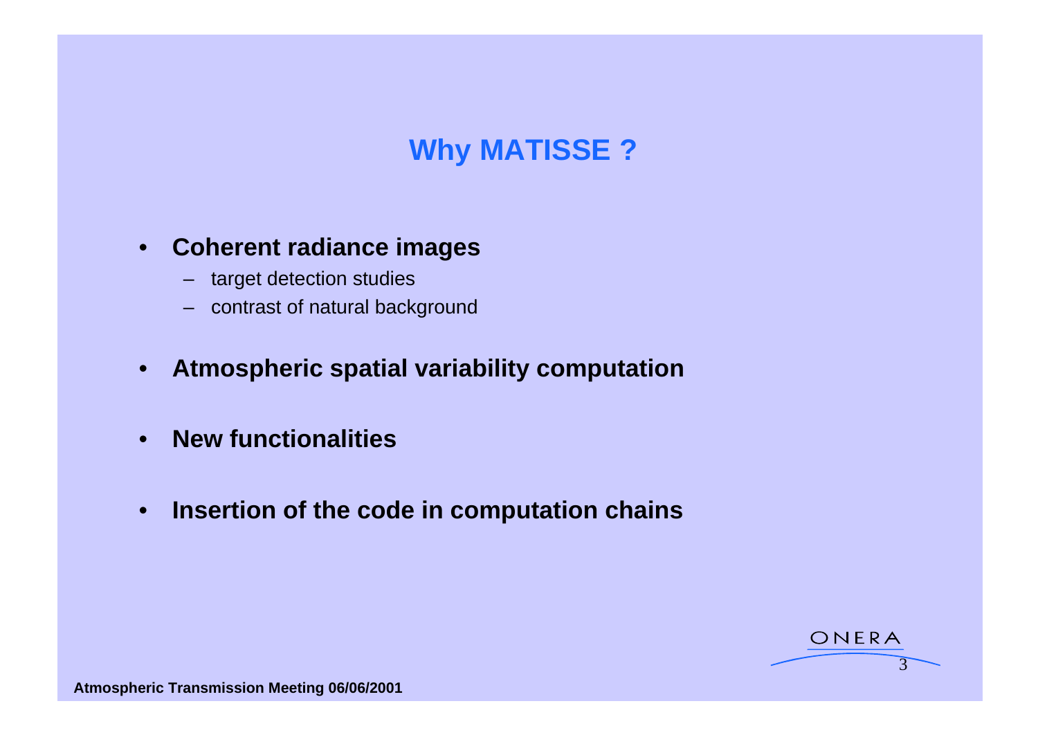# Why MATISSE ?

- **Coherent radiance images**
  - target detection studies
  - contrast of natural background
- **Atmospheric spatial variability computation**
- **New functionalities**
- **Insertion of the code in computation chains**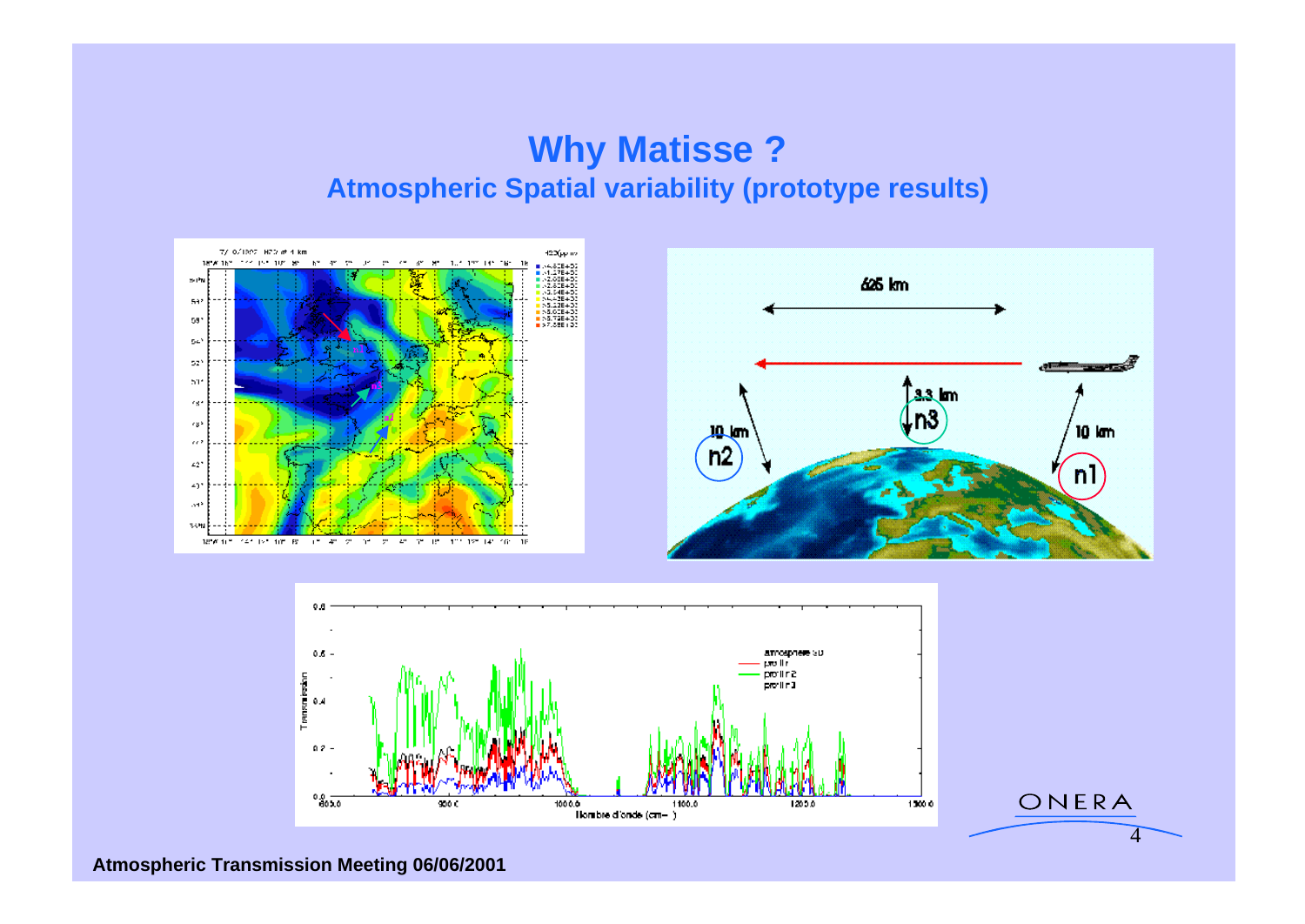# Why Matisse ?

## Atmospheric Spatial variability (prototype results)

Atmospheric Transmission Meeting 06/06/2001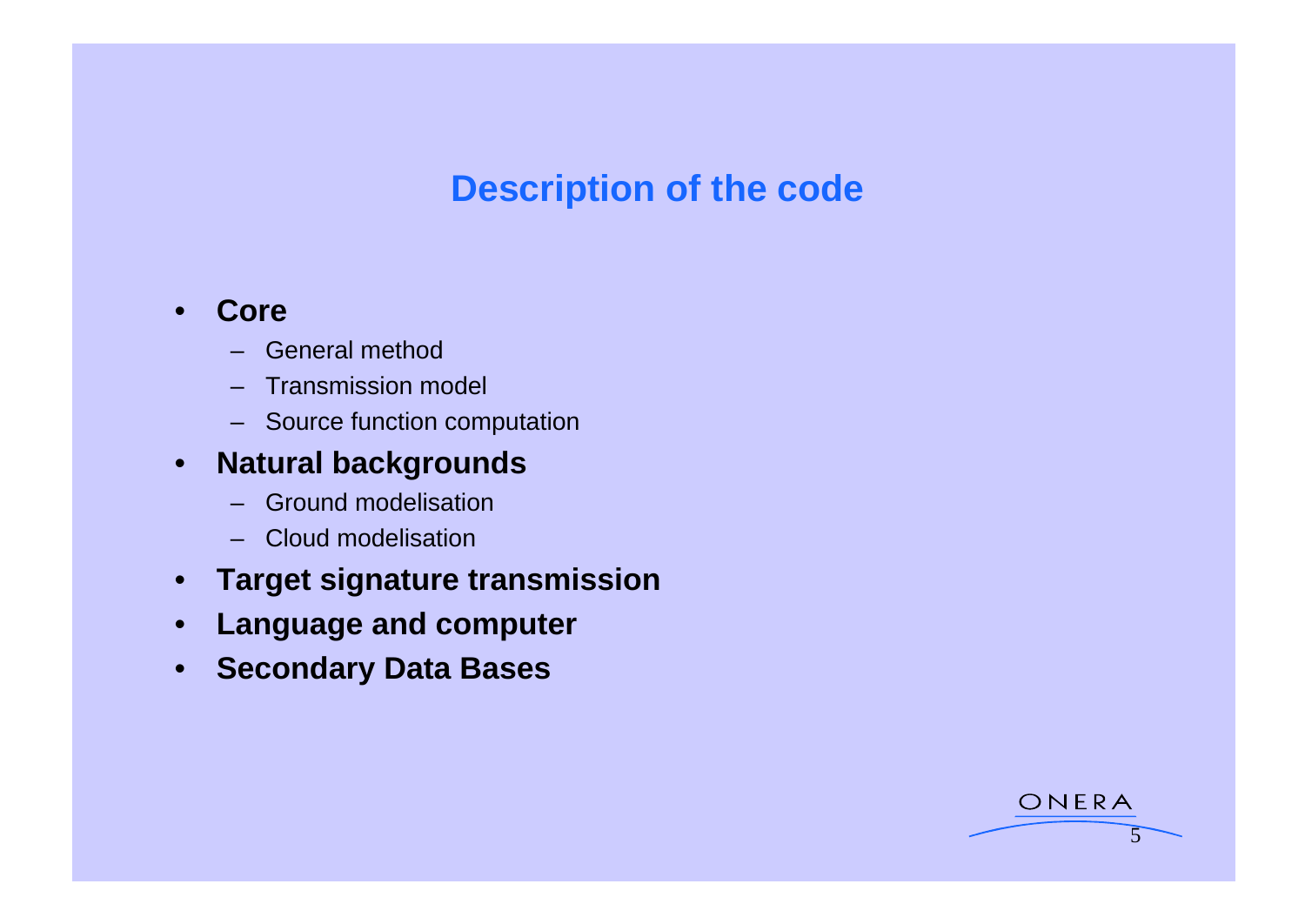# Description of the code

- **Core**
  - General method
  - Transmission model
  - Source function computation
- **Natural backgrounds**
  - Ground modelisation
  - Cloud modelisation
- **Target signature transmission**
- **Language and computer**
- **Secondary Data Bases**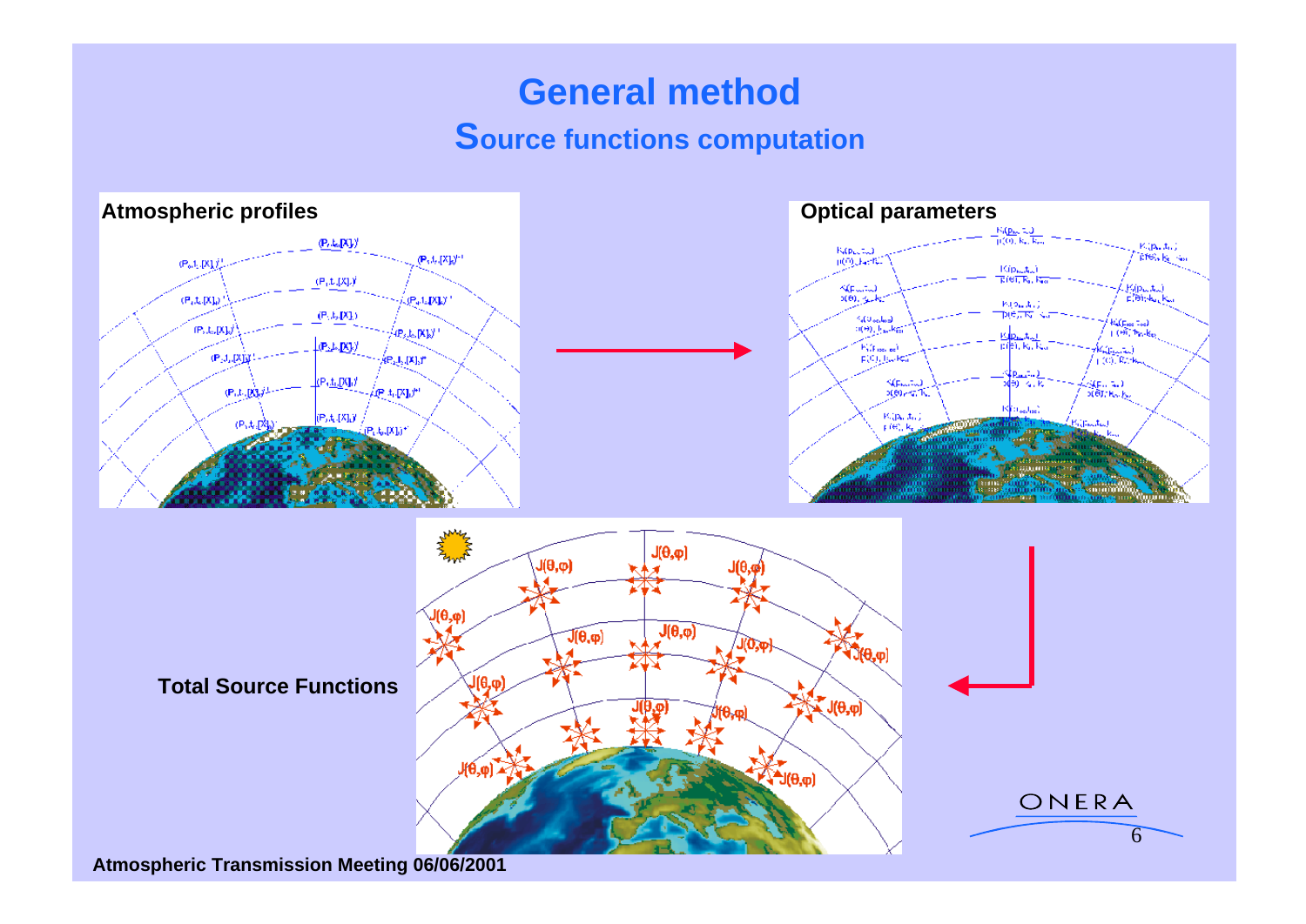# General method

## Source functions computation

**Atmospheric profiles**

**Optical parameters**

**Total Source Functions**

**Atmospheric Transmission Meeting 06/06/2001**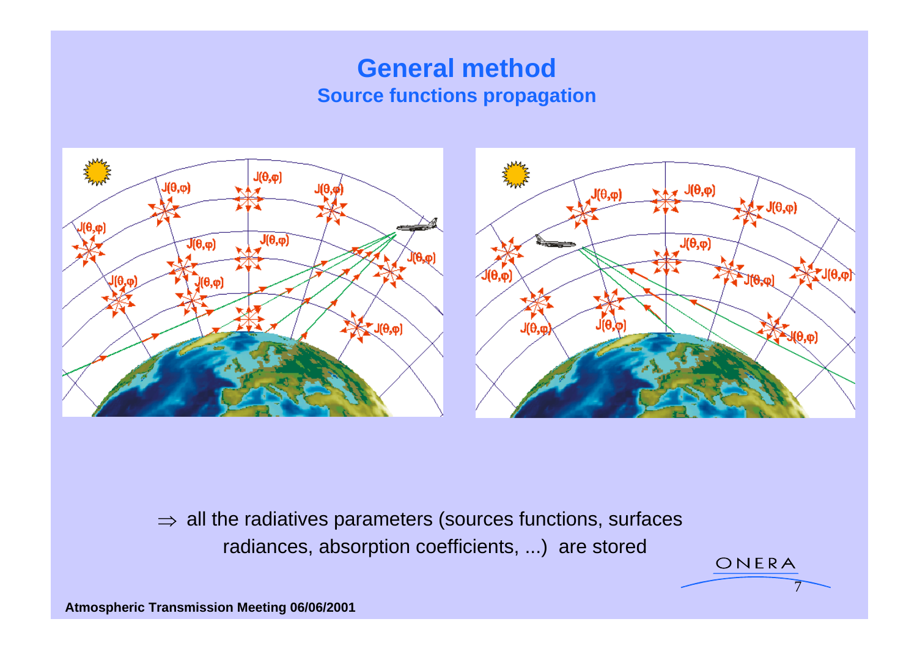# General method

## Source functions propagation

$\Rightarrow$ all the radiatives parameters (sources functions, surfaces radiances, absorption coefficients, ...) are stored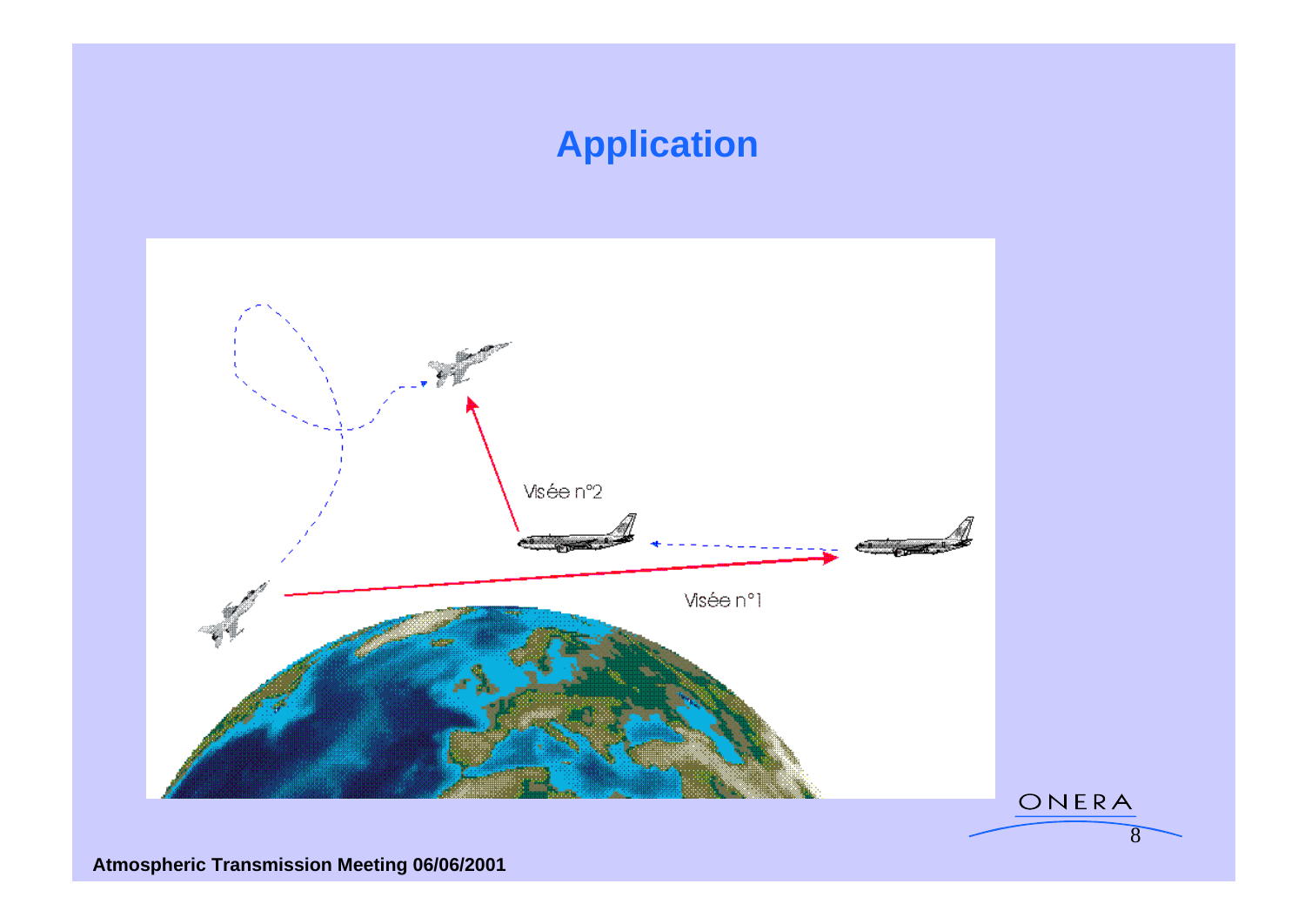# Application

Visée n°2

Visée n°1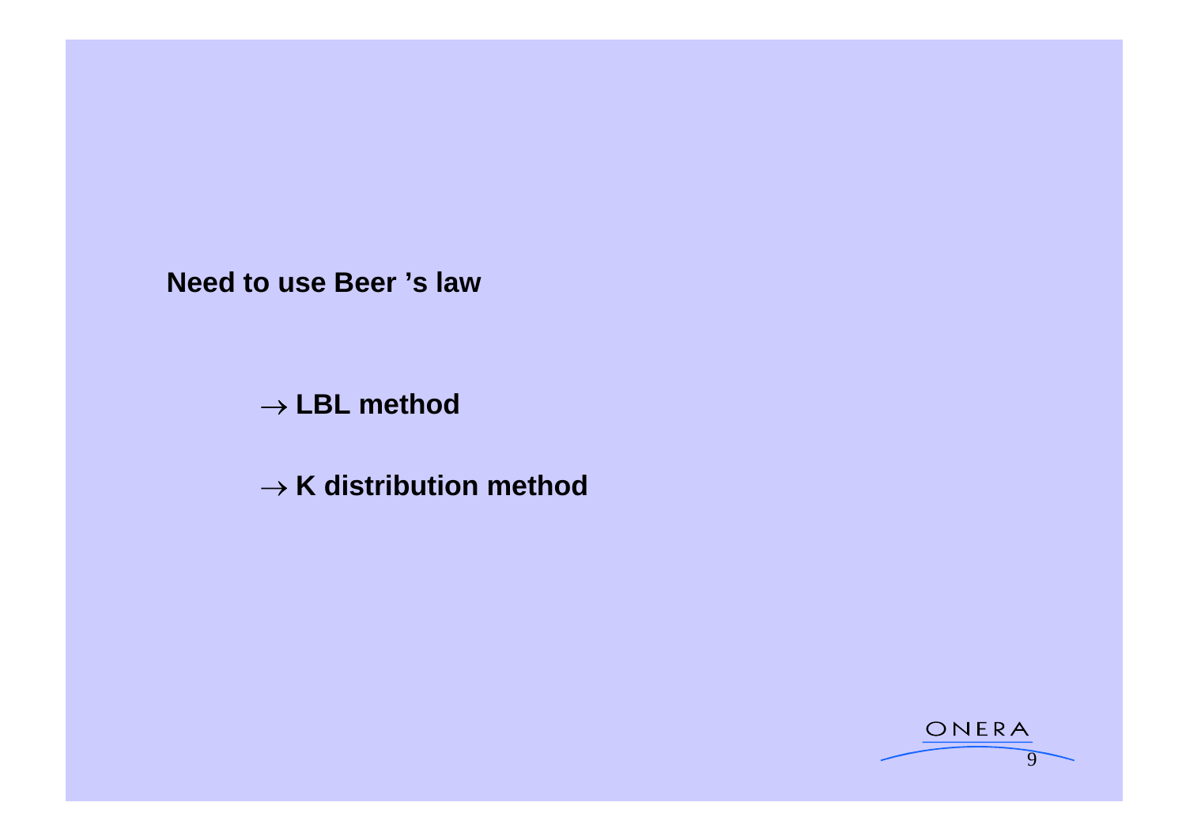**Need to use Beer ’s law**

$\rightarrow$ **LBL method**

$\rightarrow$ **K distribution method**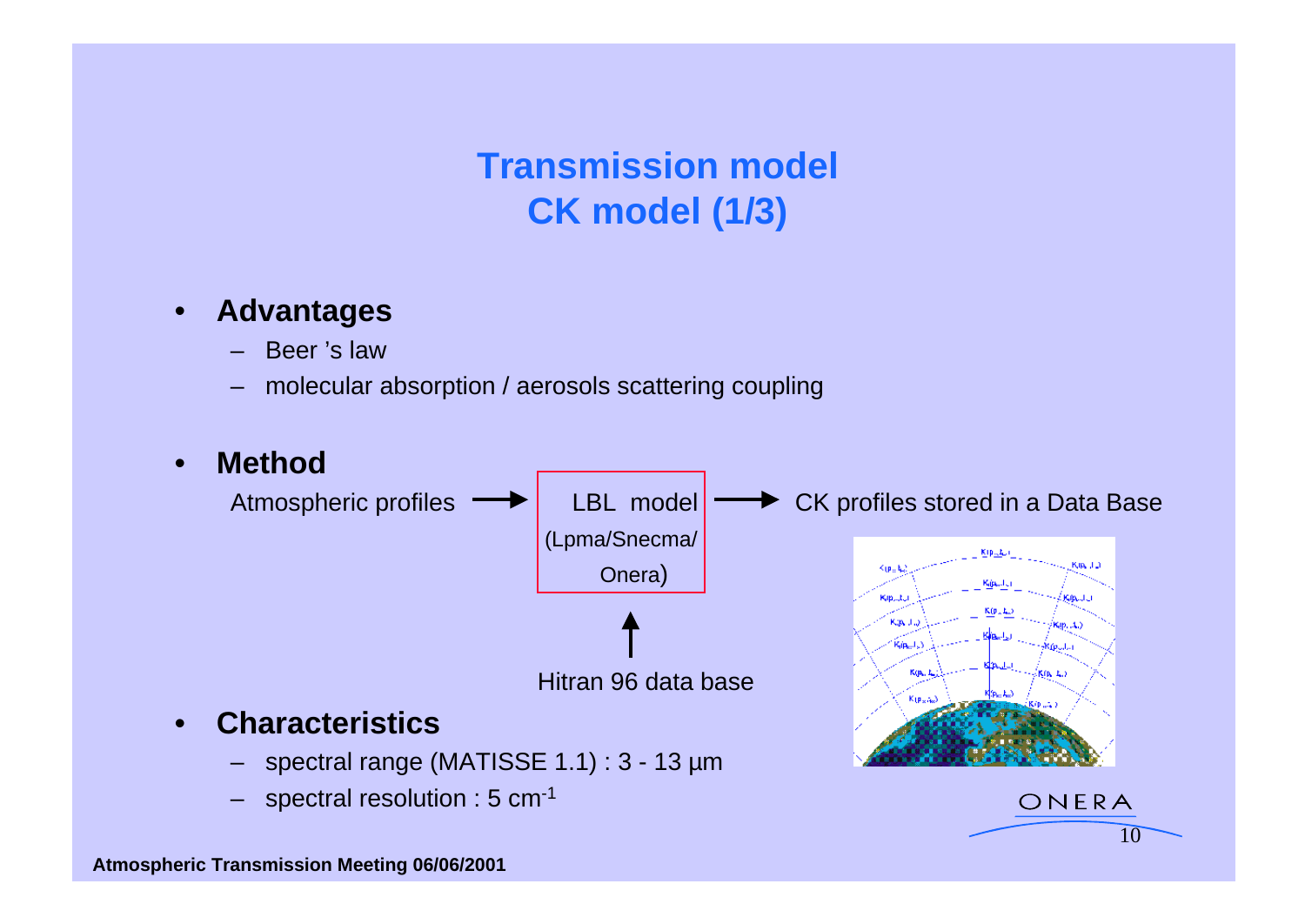# Transmission model
## CK model (1/3)

- **Advantages**
  - Beer 's law
  - molecular absorption / aerosols scattering coupling

- **Method**

  Atmospheric profiles → LBL model (Lpma/Snecma/Onera) → CK profiles stored in a Data Base

  Hitran 96 data base → LBL model

- **Characteristics**
  - spectral range (MATISSE 1.1) : 3 - 13 µm
  - spectral resolution : 5 $cm^{-1}$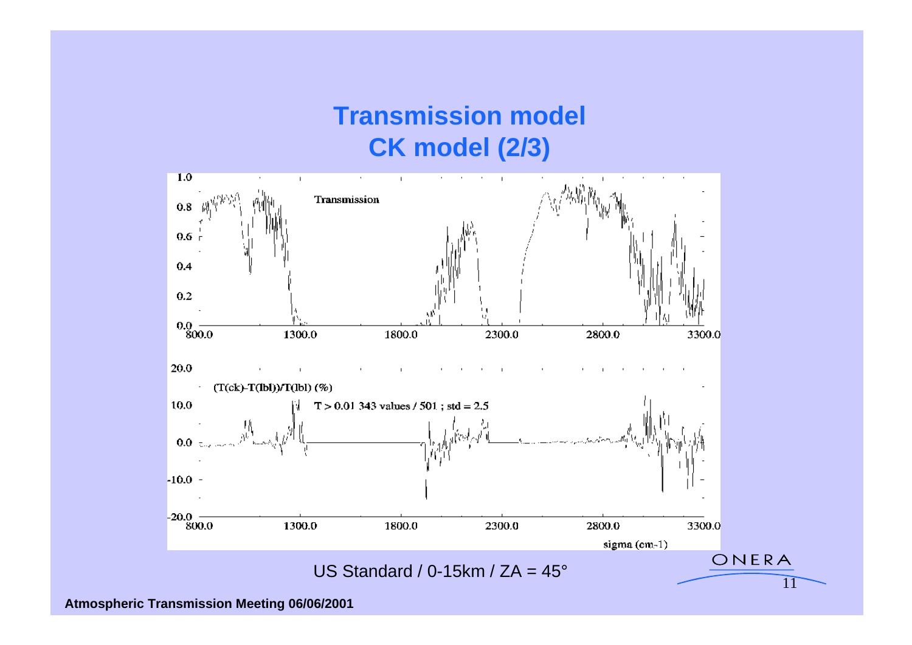# Transmission model
## CK model (2/3)

Transmission

$(T(ck)-T(lbl))/T(lbl)$ (%)

$T > 0.01$ 343 values / 501 ; std = 2.5

sigma (cm-1)

US Standard / 0-15km / ZA = 45°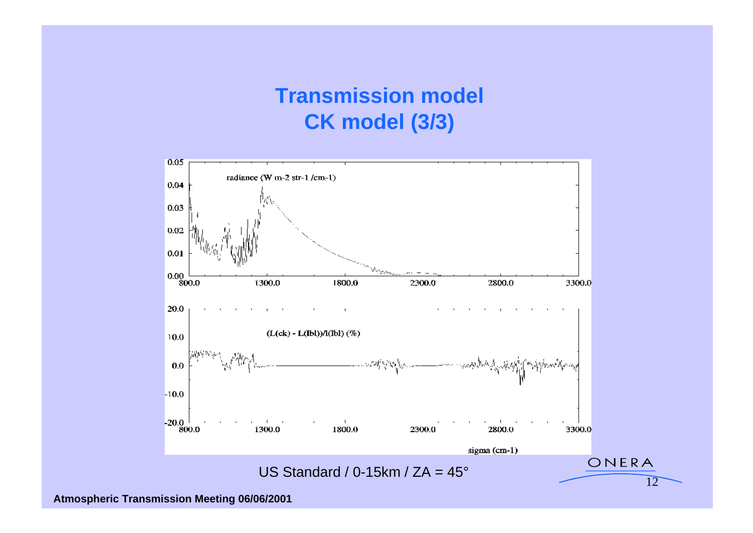# Transmission model
## CK model (3/3)

radiance (W m-2 str-1 /cm-1)

(L(ck) - L(lbl))/l(lbl) (%)

sigma (cm-1)

US Standard / 0-15km / ZA = 45°

**Atmospheric Transmission Meeting 06/06/2001**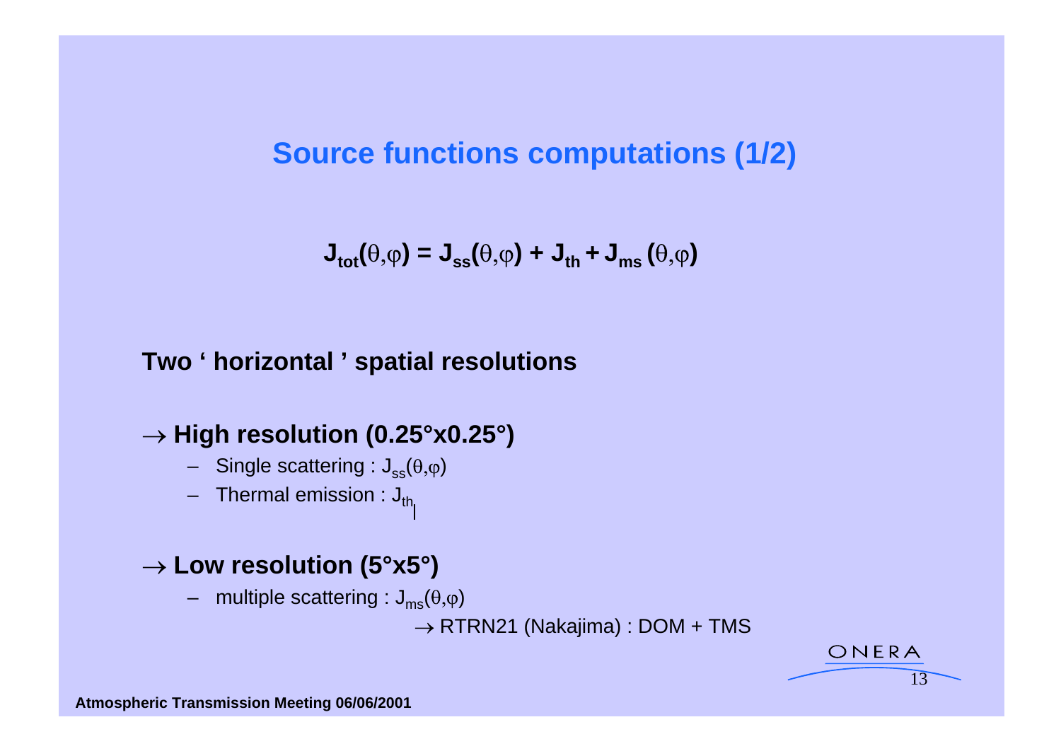# Source functions computations (1/2)

$$J_{tot}(\theta,\varphi) = J_{ss}(\theta,\varphi) + J_{th} + J_{ms}(\theta,\varphi)$$

**Two ' horizontal ' spatial resolutions**

→ **High resolution (0.25°x0.25°)**

- Single scattering : $J_{ss}(\theta,\varphi)$
- Thermal emission : $J_{th}$

→ **Low resolution (5°x5°)**

- multiple scattering : $J_{ms}(\theta,\varphi)$

  → RTRN21 (Nakajima) : DOM + TMS

**Atmospheric Transmission Meeting 06/06/2001**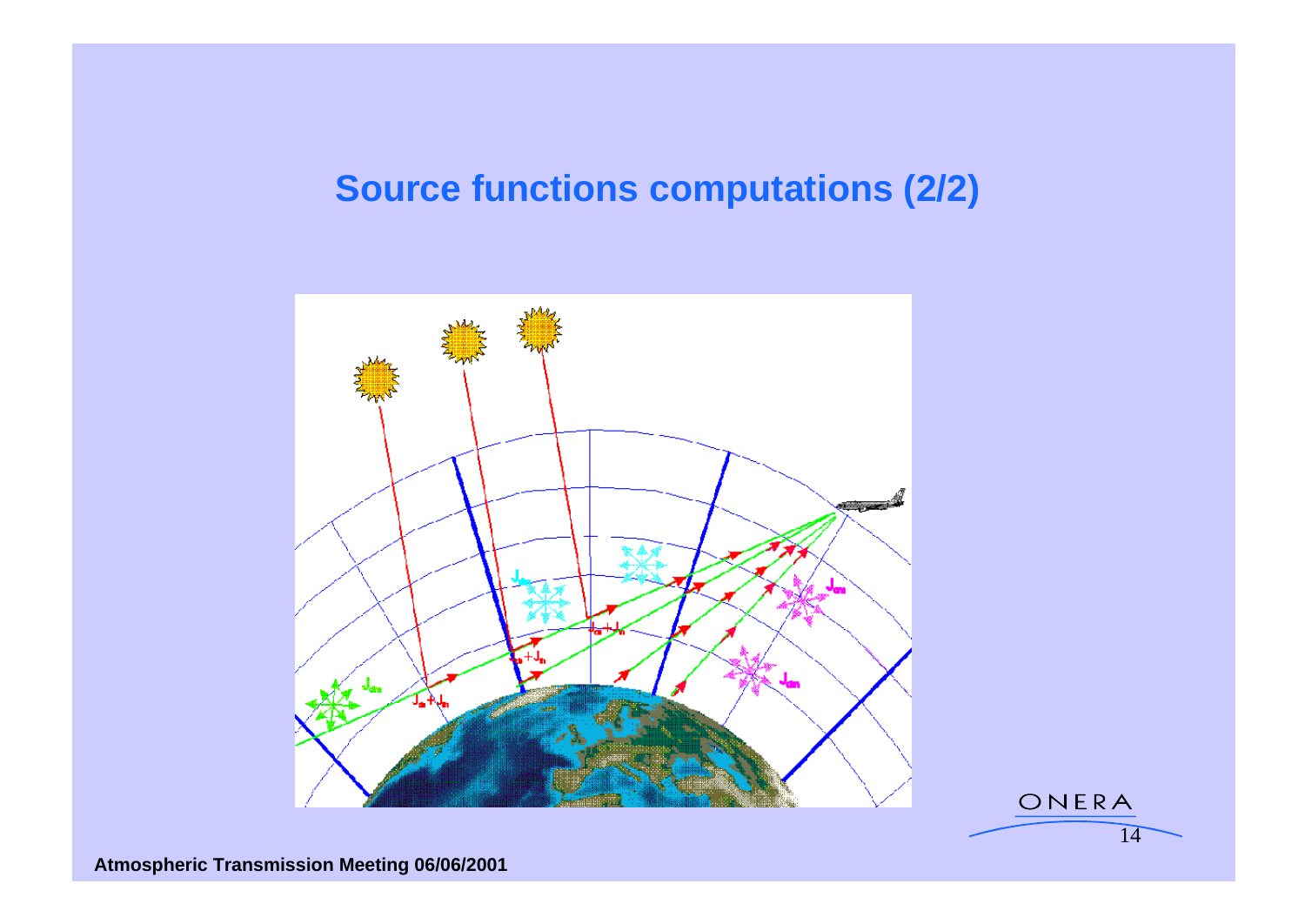# Source functions computations (2/2)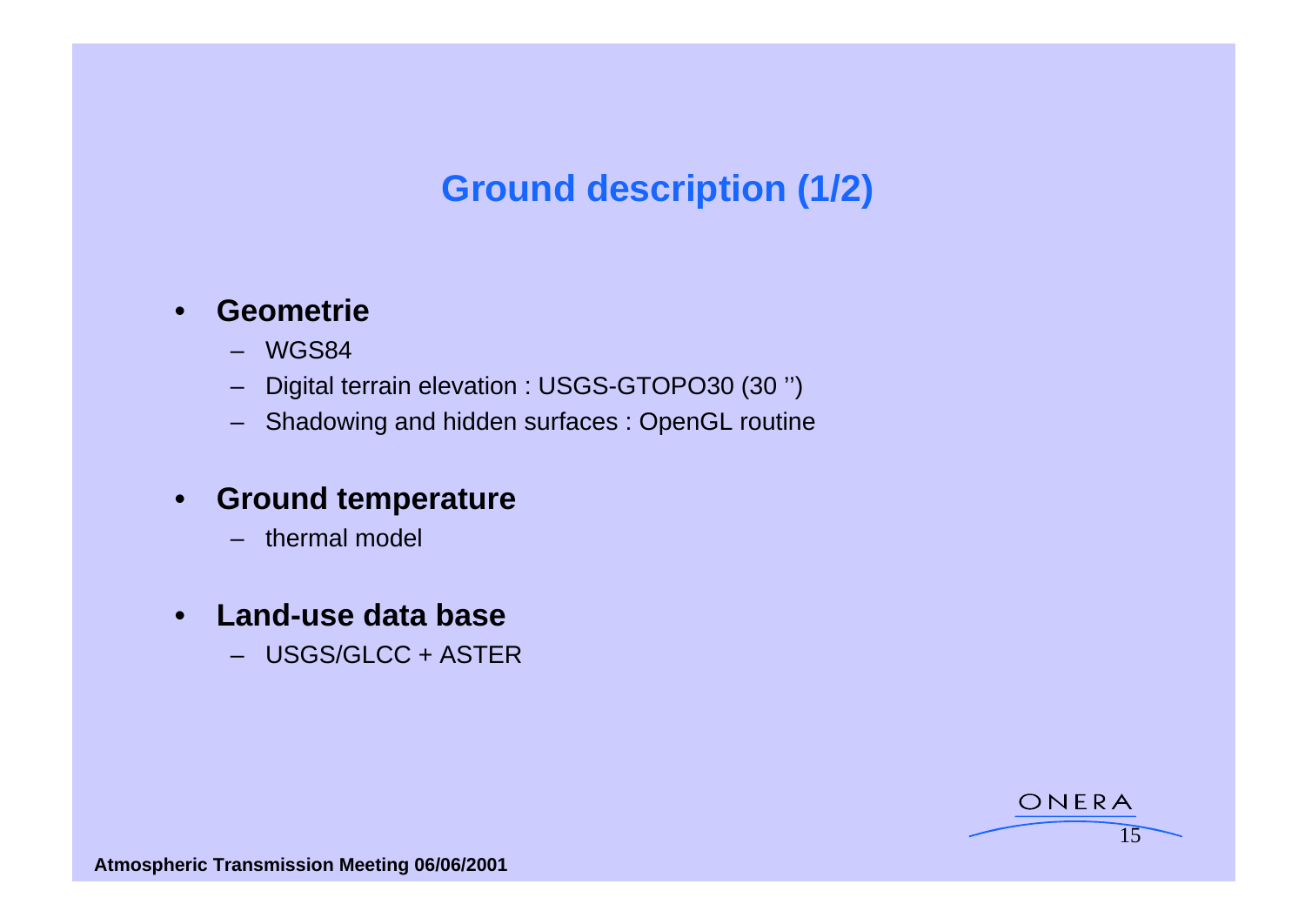# Ground description (1/2)

- **Geometrie**
  - WGS84
  - Digital terrain elevation : USGS-GTOPO30 (30 '')
  - Shadowing and hidden surfaces : OpenGL routine
- **Ground temperature**
  - thermal model
- **Land-use data base**
  - USGS/GLCC + ASTER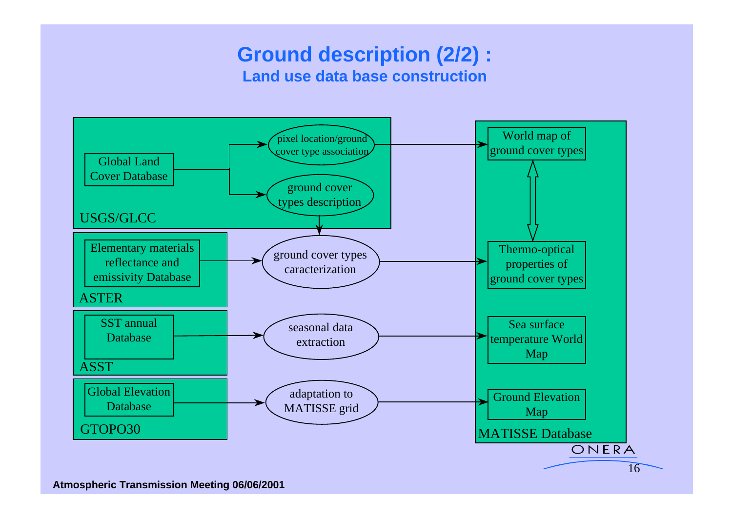# Ground description (2/2) :

## Land use data base construction

**USGS/GLCC**
- Global Land Cover Database → pixel location/ground cover type association → World map of ground cover types
- Global Land Cover Database → ground cover types description → ground cover types caracterization

**ASTER**
- Elementary materials reflectance and emissivity Database → ground cover types caracterization → Thermo-optical properties of ground cover types

**ASST**
- SST annual Database → seasonal data extraction → Sea surface temperature World Map

**GTOPO30**
- Global Elevation Database → adaptation to MATISSE grid → Ground Elevation Map

**MATISSE Database**
- World map of ground cover types ⇔ Thermo-optical properties of ground cover types
- Sea surface temperature World Map
- Ground Elevation Map

ONERA

Atmospheric Transmission Meeting 06/06/2001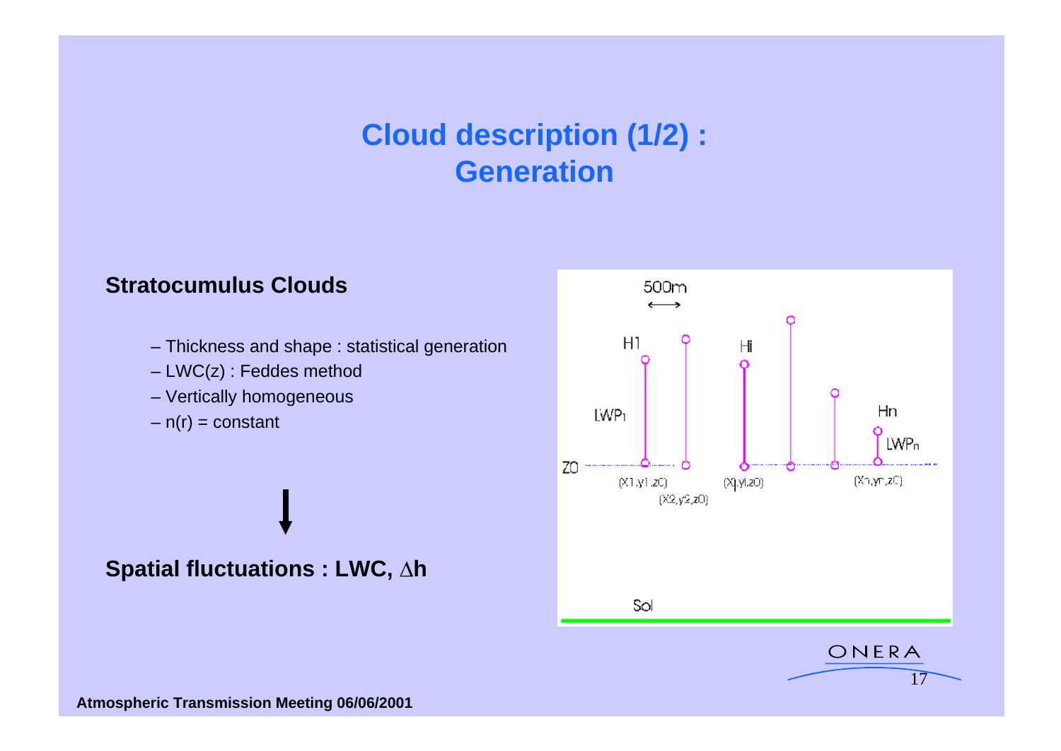# Cloud description (1/2) : Generation

**Stratocumulus Clouds**

- Thickness and shape : statistical generation
- LWC(z) : Feddes method
- Vertically homogeneous
- n(r) = constant

↓

**Spatial fluctuations : LWC, $\Delta$h**

500m

H1 Hi Hn

$LWP_1$ $LWP_n$

Z0

(X1,y1,z0) (X2,y2,z0) (Xi,yi,z0) (Xn,yn,z0)

Sol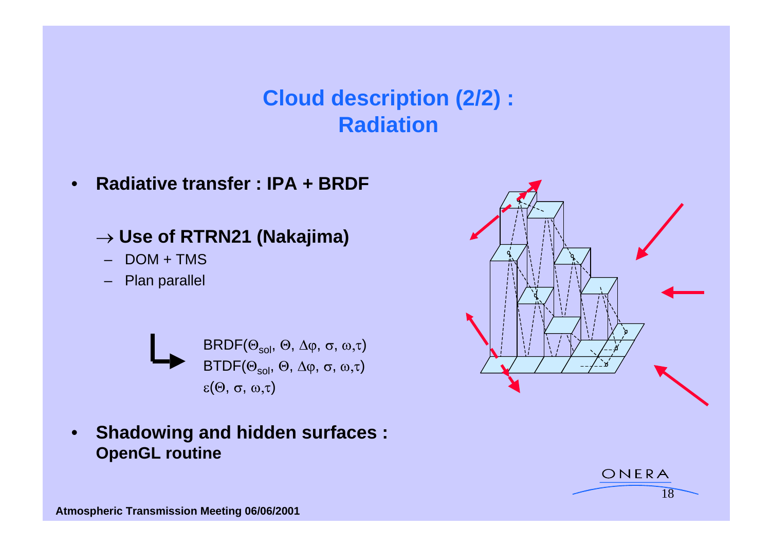# Cloud description (2/2) : Radiation

- **Radiative transfer : IPA + BRDF**

  **→ Use of RTRN21 (Nakajima)**

  – DOM + TMS

  – Plan parallel

  $\mathrm{BRDF}(\Theta_{sol}, \Theta, \Delta\varphi, \sigma, \omega, \tau)$
  $\mathrm{BTDF}(\Theta_{sol}, \Theta, \Delta\varphi, \sigma, \omega, \tau)$
  $\varepsilon(\Theta, \sigma, \omega, \tau)$

- **Shadowing and hidden surfaces : OpenGL routine**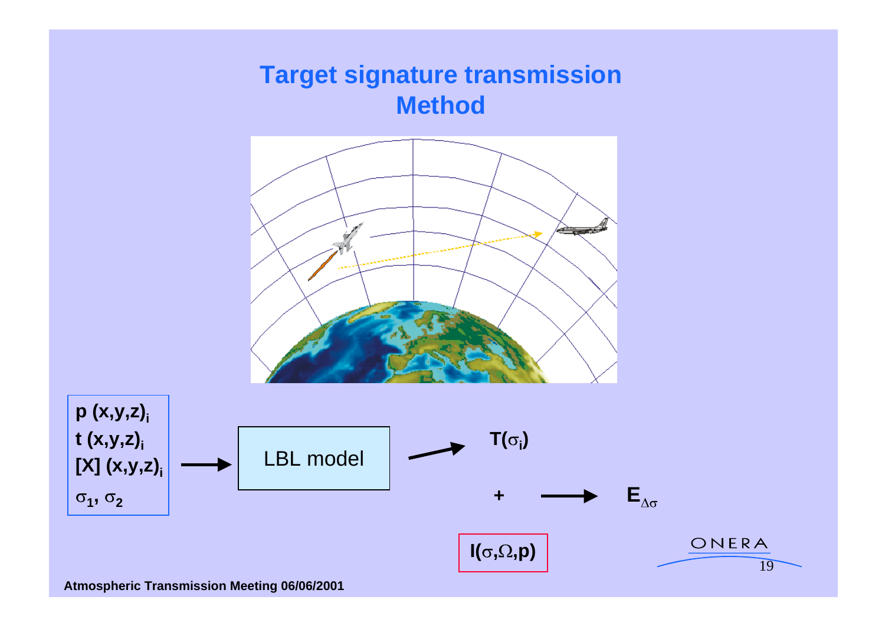# Target signature transmission
## Method

$p\,(x,y,z)_i$

$t\,(x,y,z)_i$

$[X]\,(x,y,z)_i$

$\sigma_1, \sigma_2$

→ LBL model → $T(\sigma_i)$

$+$ → $E_{\Delta\sigma}$

$I(\sigma,\Omega,p)$

Atmospheric Transmission Meeting 06/06/2001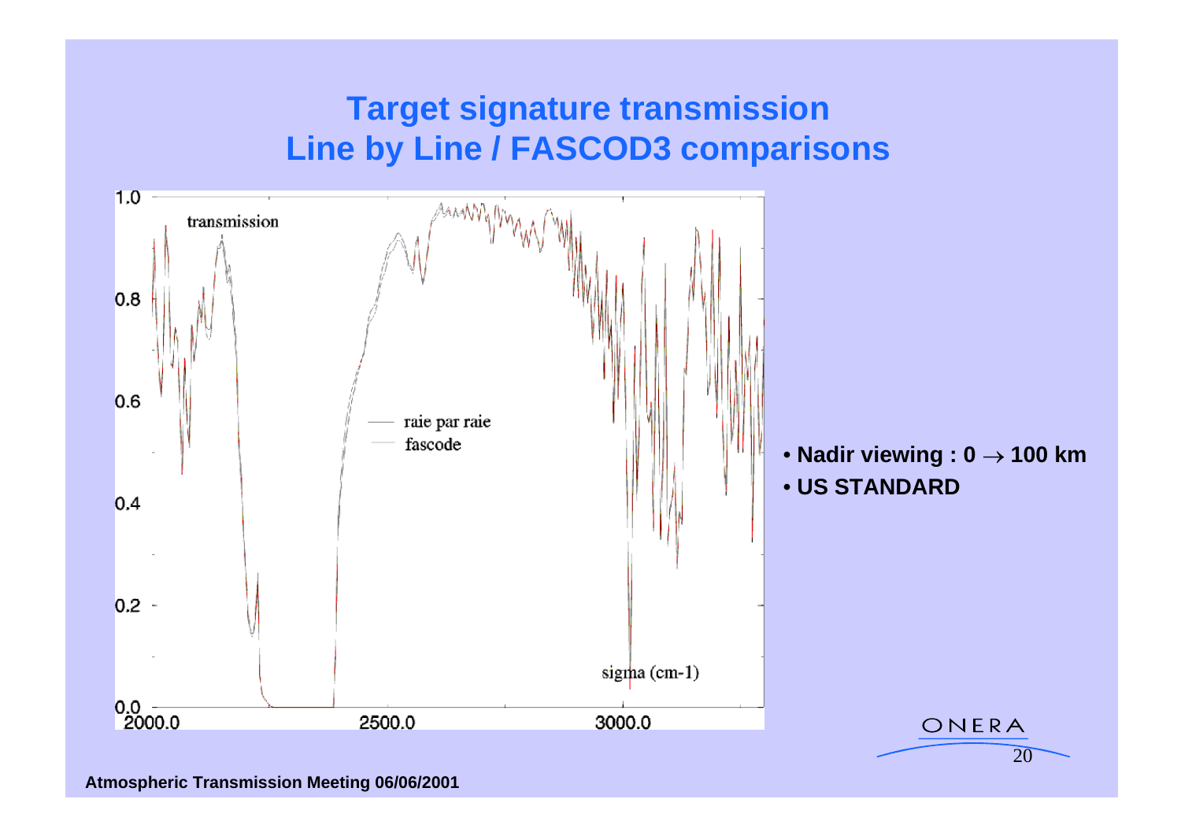# Target signature transmission
## Line by Line / FASCOD3 comparisons

- **Nadir viewing : 0 → 100 km**
- **US STANDARD**

**Atmospheric Transmission Meeting 06/06/2001**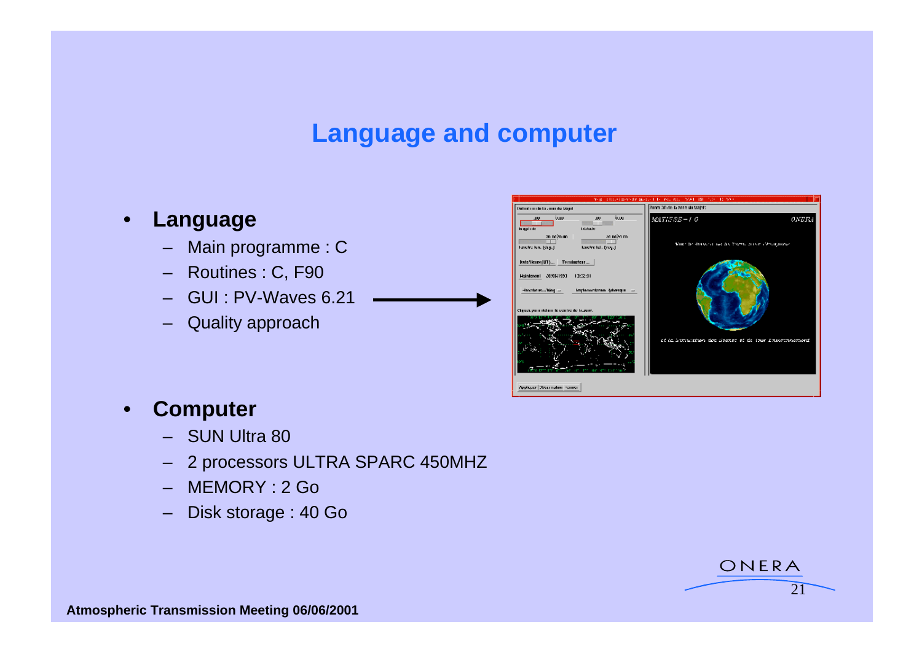# Language and computer

- **Language**
  - Main programme : C
  - Routines : C, F90
  - GUI : PV-Waves 6.21
  - Quality approach

- **Computer**
  - SUN Ultra 80
  - 2 processors ULTRA SPARC 450MHZ
  - MEMORY : 2 Go
  - Disk storage : 40 Go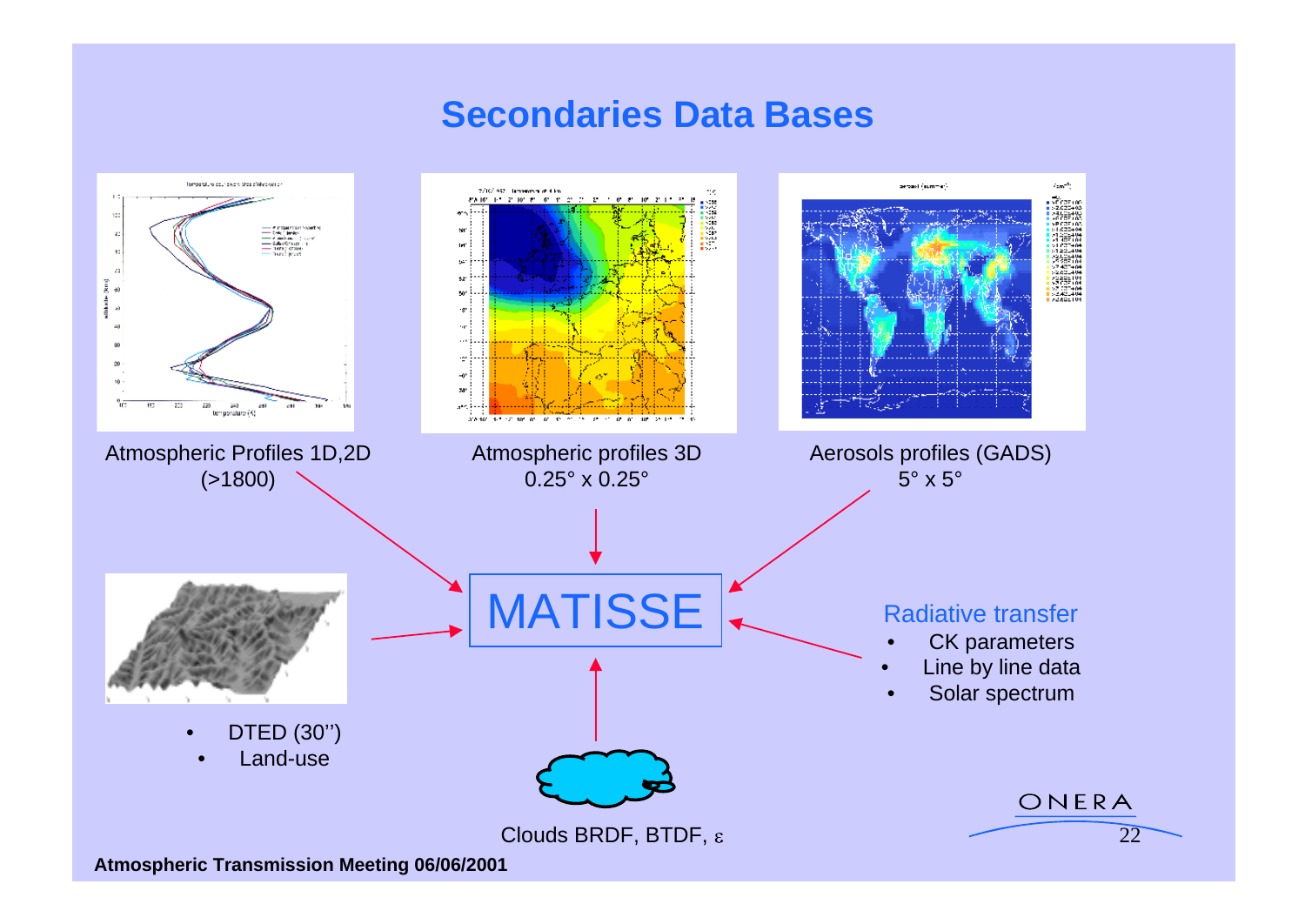## Secondaries Data Bases

Atmospheric Profiles 1D,2D (>1800)

Atmospheric profiles 3D 0.25° x 0.25°

Aerosols profiles (GADS) 5° x 5°

MATISSE

- DTED (30'')
- Land-use

Radiative transfer

- CK parameters
- Line by line data
- Solar spectrum

Clouds BRDF, BTDF, ε

**Atmospheric Transmission Meeting 06/06/2001**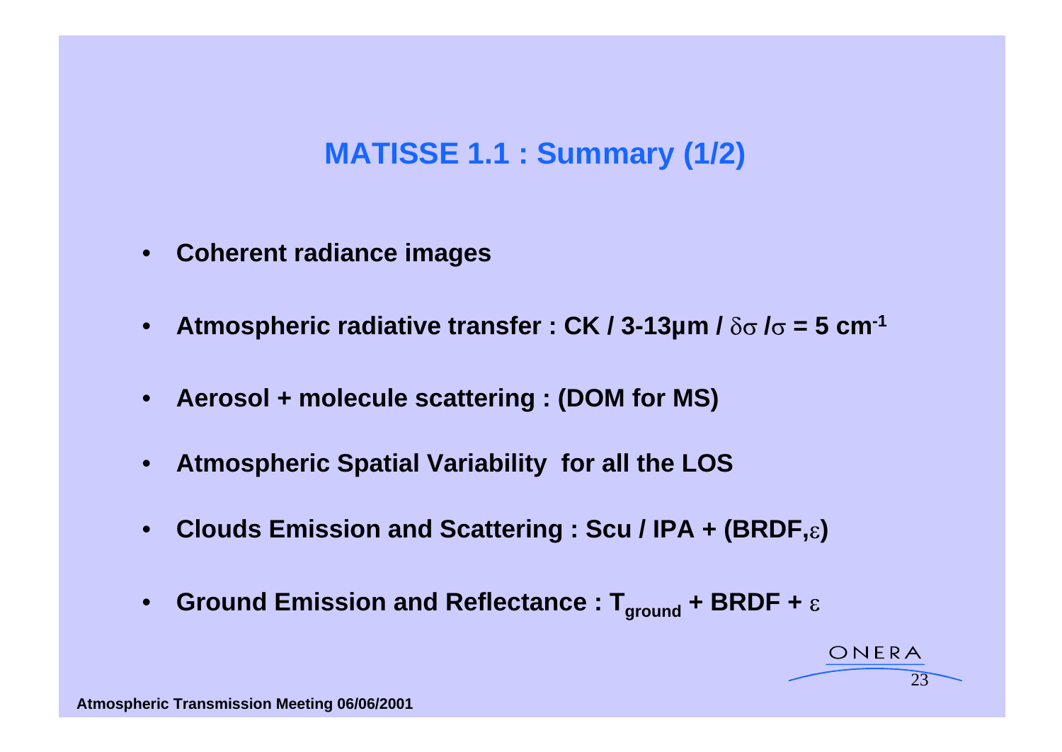# MATISSE 1.1 : Summary (1/2)

- **Coherent radiance images**
- **Atmospheric radiative transfer : CK / 3-13µm / $\delta\sigma / \sigma$ = 5 $cm^{-1}$**
- **Aerosol + molecule scattering : (DOM for MS)**
- **Atmospheric Spatial Variability for all the LOS**
- **Clouds Emission and Scattering : Scu / IPA + (BRDF,$\varepsilon$)**
- **Ground Emission and Reflectance : $T_{ground}$ + BRDF + $\varepsilon$**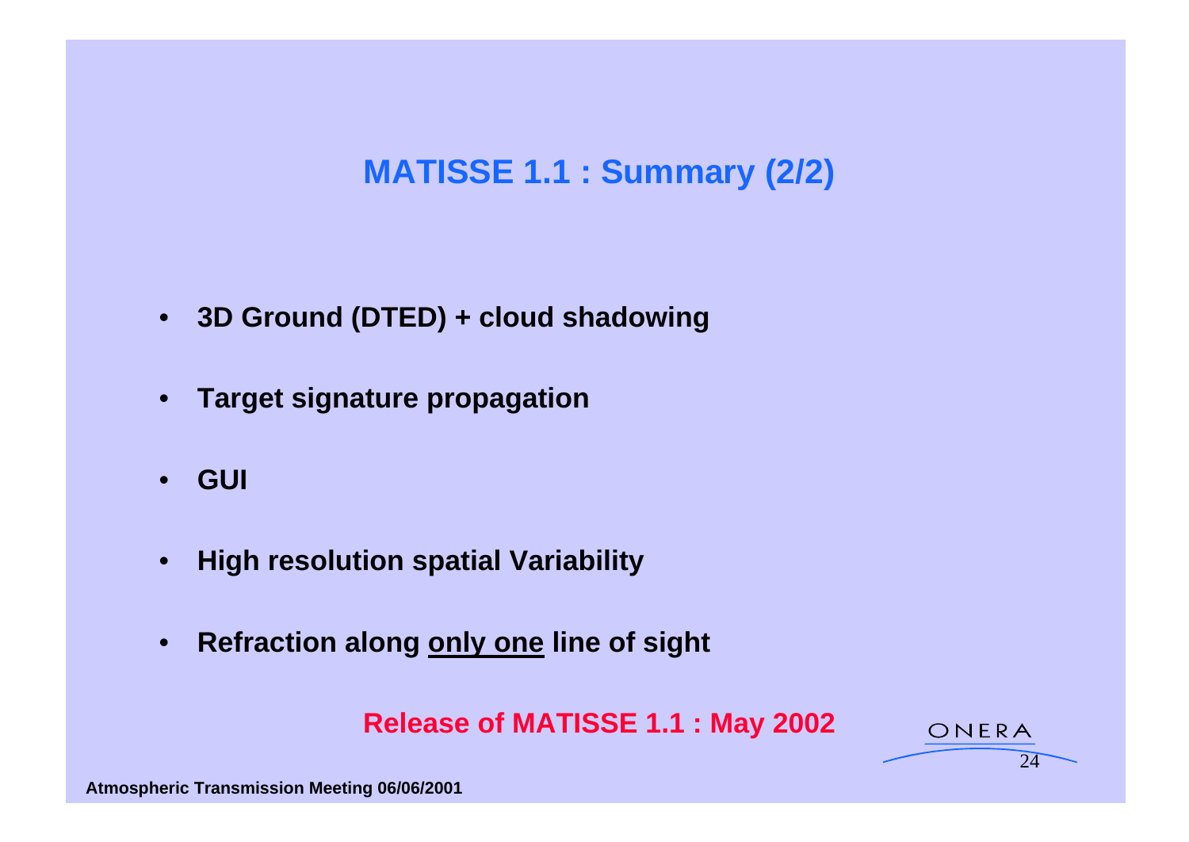# MATISSE 1.1 : Summary (2/2)

- **3D Ground (DTED) + cloud shadowing**
- **Target signature propagation**
- **GUI**
- **High resolution spatial Variability**
- **Refraction along <u>only one</u> line of sight**

**Release of MATISSE 1.1 : May 2002**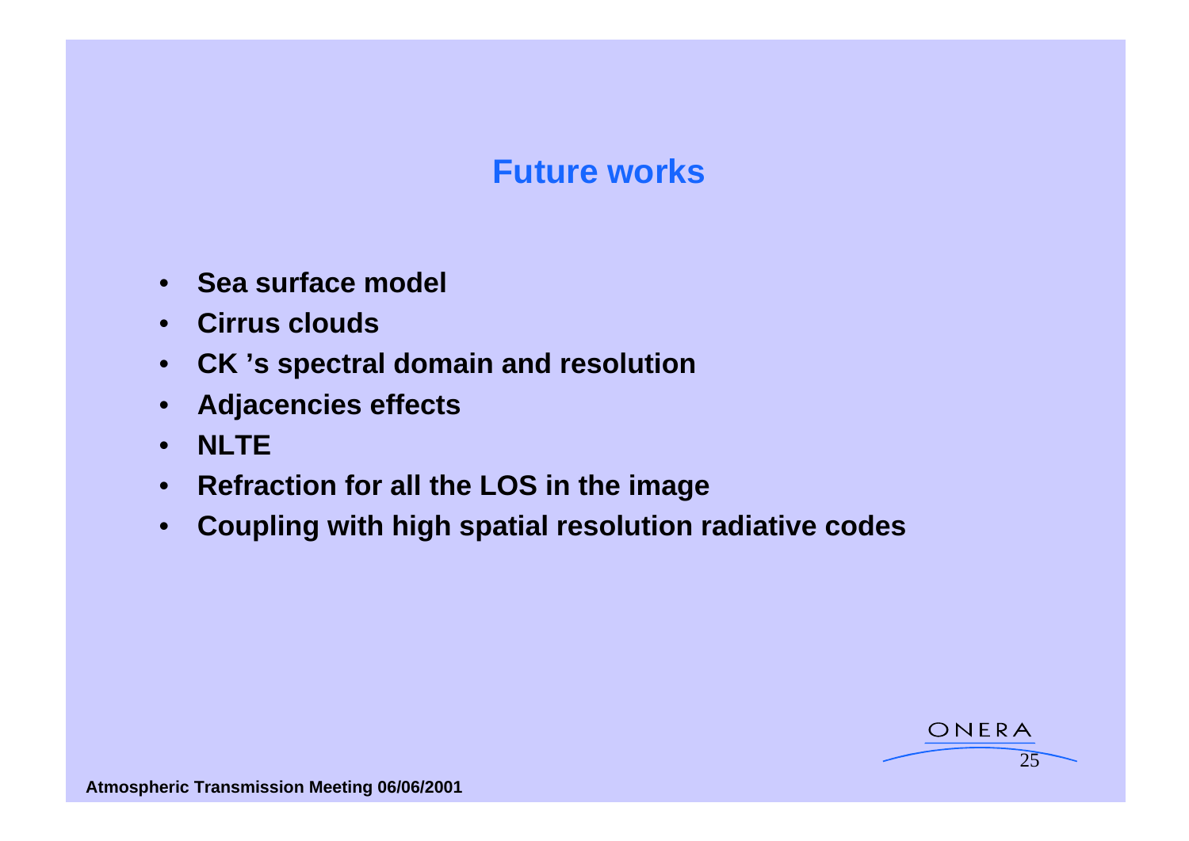# Future works

- **Sea surface model**
- **Cirrus clouds**
- **CK 's spectral domain and resolution**
- **Adjacencies effects**
- **NLTE**
- **Refraction for all the LOS in the image**
- **Coupling with high spatial resolution radiative codes**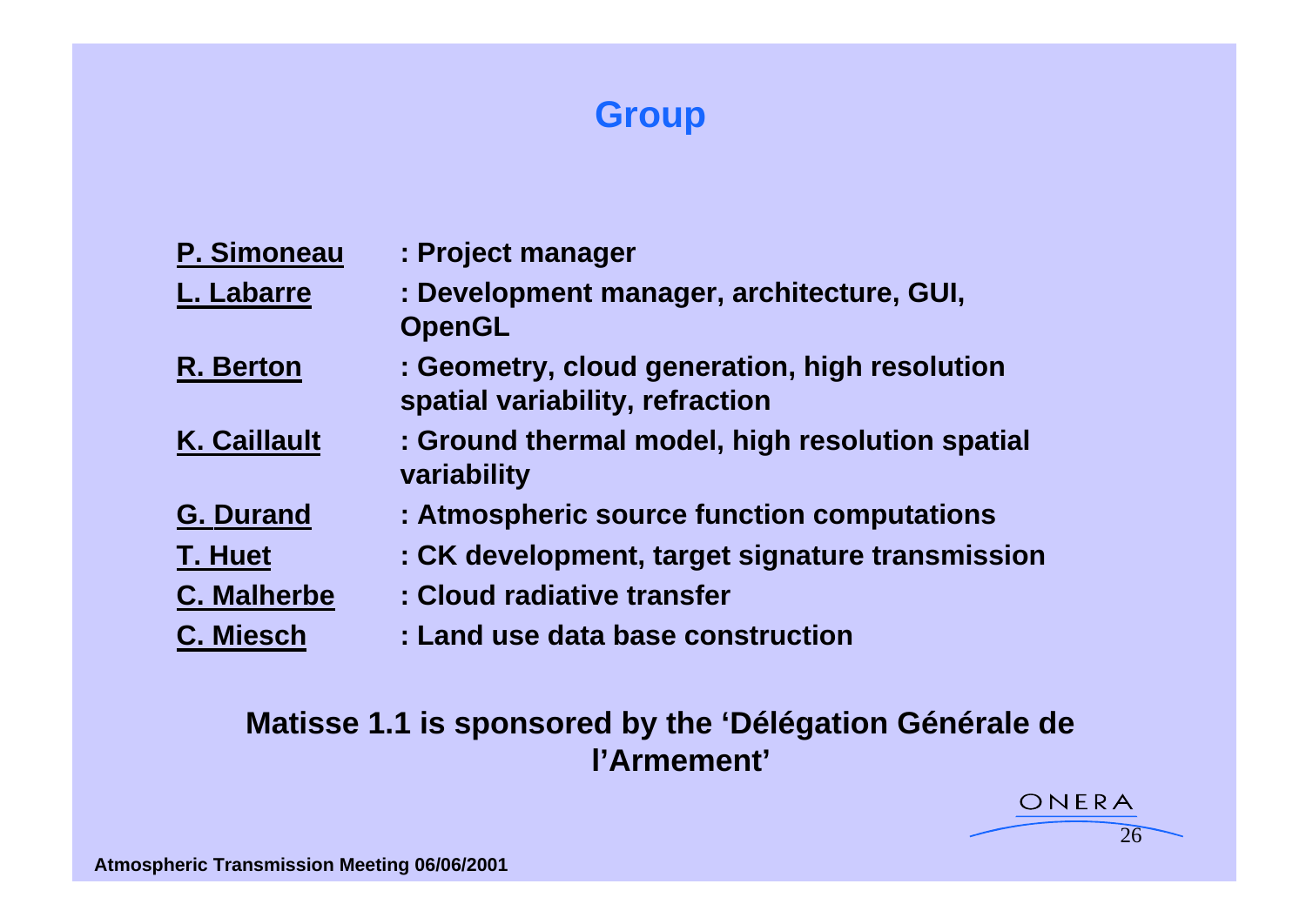# Group

**P. Simoneau** : Project manager

**L. Labarre** : Development manager, architecture, GUI, OpenGL

**R. Berton** : Geometry, cloud generation, high resolution spatial variability, refraction

**K. Caillault** : Ground thermal model, high resolution spatial variability

**G. Durand** : Atmospheric source function computations

**T. Huet** : CK development, target signature transmission

**C. Malherbe** : Cloud radiative transfer

**C. Miesch** : Land use data base construction

**Matisse 1.1 is sponsored by the 'Délégation Générale de l'Armement'**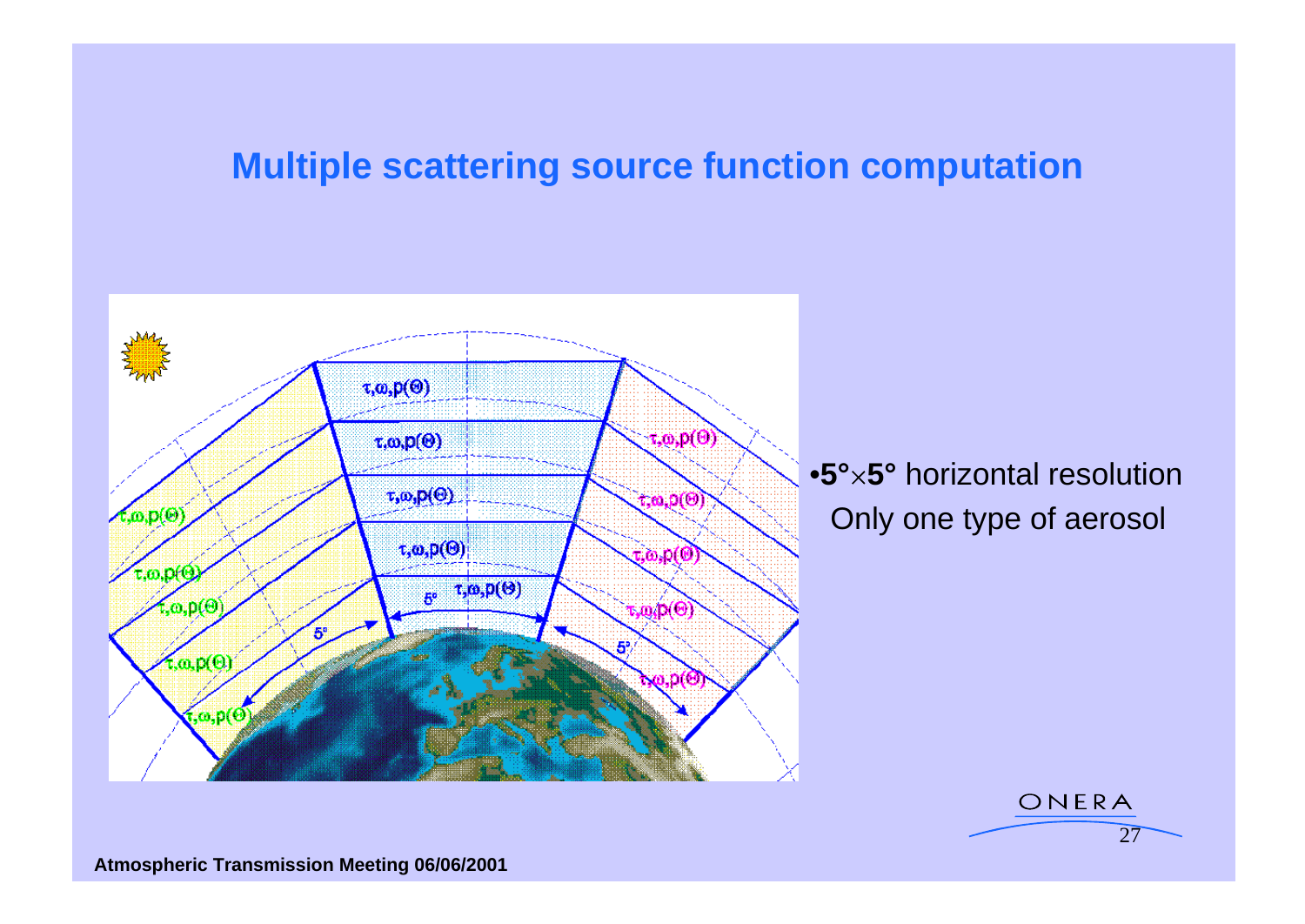# Multiple scattering source function computation

- **5°**×**5°** horizontal resolution
  Only one type of aerosol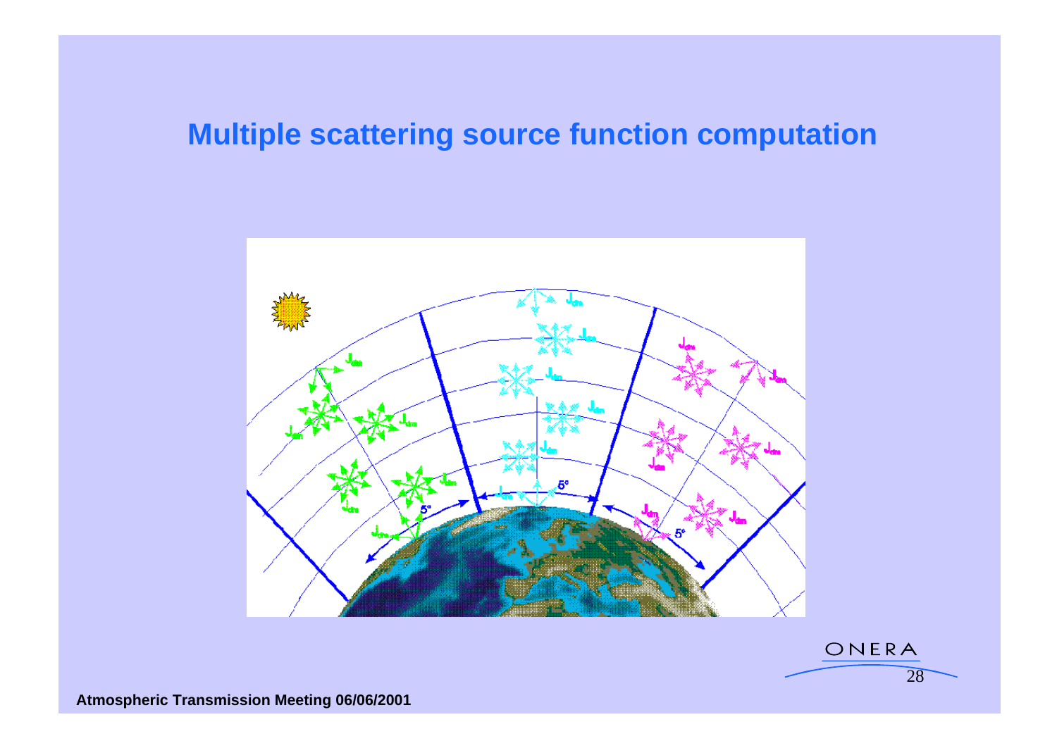# Multiple scattering source function computation

$J_{dm}$

$J_{dm}$

$J_{dm}$

5°

5°

5°